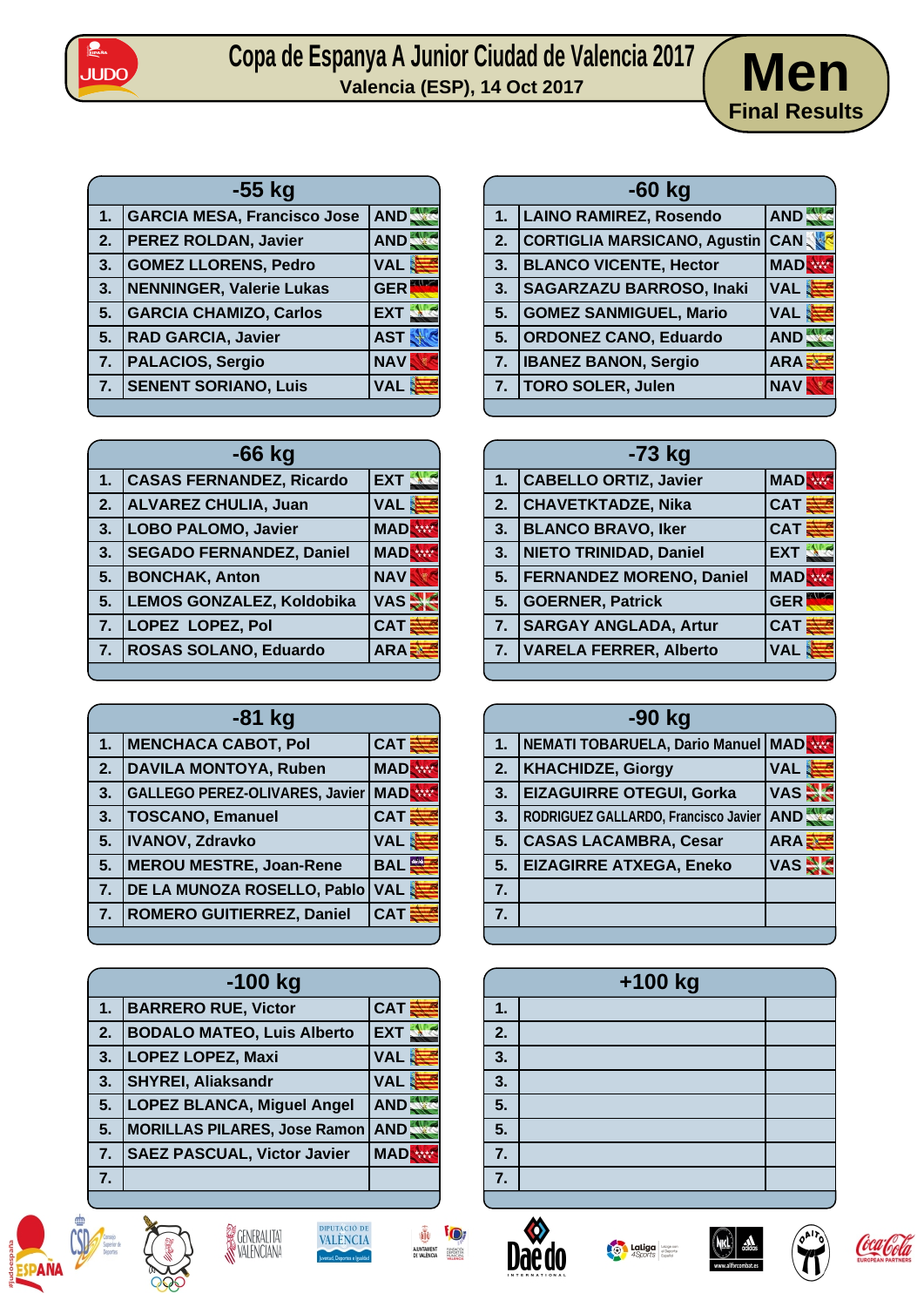# Copa de Espanya A Junior Ciudad de Valencia 2017

**Valencia (ESP), 14 Oct 2017**

## Men — Final Results

| -55 kg | | |
|---|---|---|
| 1. | GARCIA MESA, Francisco Jose | AND |
| 2. | PEREZ ROLDAN, Javier | AND |
| 3. | GOMEZ LLORENS, Pedro | VAL |
| 3. | NENNINGER, Valerie Lukas | GER |
| 5. | GARCIA CHAMIZO, Carlos | EXT |
| 5. | RAD GARCIA, Javier | AST |
| 7. | PALACIOS, Sergio | NAV |
| 7. | SENENT SORIANO, Luis | VAL |

| -60 kg | | |
|---|---|---|
| 1. | LAINO RAMIREZ, Rosendo | AND |
| 2. | CORTIGLIA MARSICANO, Agustin | CAN |
| 3. | BLANCO VICENTE, Hector | MAD |
| 3. | SAGARZAZU BARROSO, Inaki | VAL |
| 5. | GOMEZ SANMIGUEL, Mario | VAL |
| 5. | ORDONEZ CANO, Eduardo | AND |
| 7. | IBANEZ BANON, Sergio | ARA |
| 7. | TORO SOLER, Julen | NAV |

| -66 kg | | |
|---|---|---|
| 1. | CASAS FERNANDEZ, Ricardo | EXT |
| 2. | ALVAREZ CHULIA, Juan | VAL |
| 3. | LOBO PALOMO, Javier | MAD |
| 3. | SEGADO FERNANDEZ, Daniel | MAD |
| 5. | BONCHAK, Anton | NAV |
| 5. | LEMOS GONZALEZ, Koldobika | VAS |
| 7. | LOPEZ LOPEZ, Pol | CAT |
| 7. | ROSAS SOLANO, Eduardo | ARA |

| -73 kg | | |
|---|---|---|
| 1. | CABELLO ORTIZ, Javier | MAD |
| 2. | CHAVETKTADZE, Nika | CAT |
| 3. | BLANCO BRAVO, Iker | CAT |
| 3. | NIETO TRINIDAD, Daniel | EXT |
| 5. | FERNANDEZ MORENO, Daniel | MAD |
| 5. | GOERNER, Patrick | GER |
| 7. | SARGAY ANGLADA, Artur | CAT |
| 7. | VARELA FERRER, Alberto | VAL |

| -81 kg | | |
|---|---|---|
| 1. | MENCHACA CABOT, Pol | CAT |
| 2. | DAVILA MONTOYA, Ruben | MAD |
| 3. | GALLEGO PEREZ-OLIVARES, Javier | MAD |
| 3. | TOSCANO, Emanuel | CAT |
| 5. | IVANOV, Zdravko | VAL |
| 5. | MEROU MESTRE, Joan-Rene | BAL |
| 7. | DE LA MUNOZA ROSELLO, Pablo | VAL |
| 7. | ROMERO GUITIERREZ, Daniel | CAT |

| -90 kg | | |
|---|---|---|
| 1. | NEMATI TOBARUELA, Dario Manuel | MAD |
| 2. | KHACHIDZE, Giorgy | VAL |
| 3. | EIZAGUIRRE OTEGUI, Gorka | VAS |
| 3. | RODRIGUEZ GALLARDO, Francisco Javier | AND |
| 5. | CASAS LACAMBRA, Cesar | ARA |
| 5. | EIZAGIRRE ATXEGA, Eneko | VAS |
| 7. | | |
| 7. | | |

| -100 kg | | |
|---|---|---|
| 1. | BARRERO RUE, Victor | CAT |
| 2. | BODALO MATEO, Luis Alberto | EXT |
| 3. | LOPEZ LOPEZ, Maxi | VAL |
| 3. | SHYREI, Aliaksandr | VAL |
| 5. | LOPEZ BLANCA, Miguel Angel | AND |
| 5. | MORILLAS PILARES, Jose Ramon | AND |
| 7. | SAEZ PASCUAL, Victor Javier | MAD |
| 7. | | |

| +100 kg | | |
|---|---|---|
| 1. | | |
| 2. | | |
| 3. | | |
| 3. | | |
| 5. | | |
| 5. | | |
| 7. | | |
| 7. | | |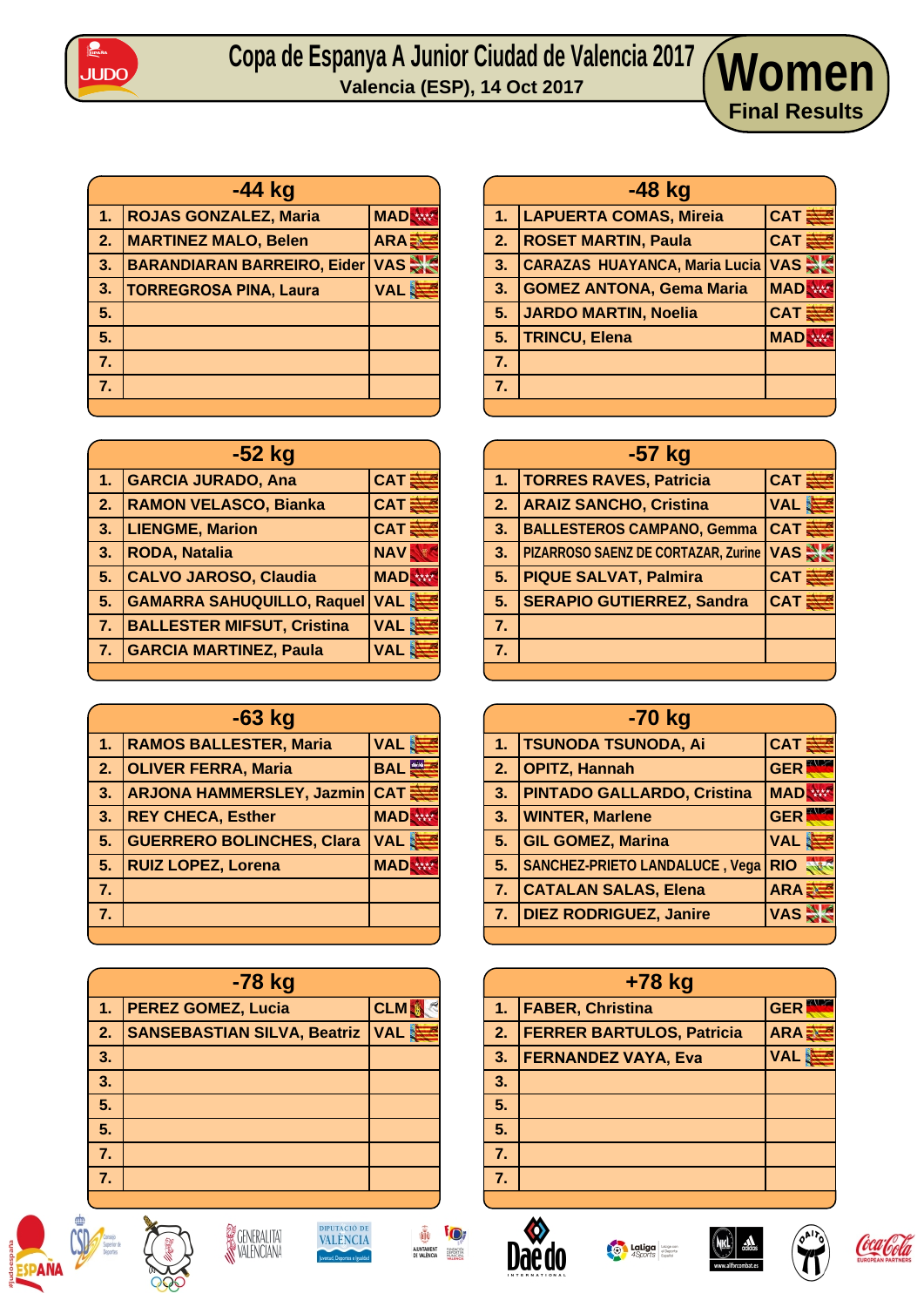# Copa de Espanya A Junior Ciudad de Valencia 2017

Valencia (ESP), 14 Oct 2017

## Women

**Final Results**

| -44 kg | | |
|---|---|---|
| 1. | ROJAS GONZALEZ, Maria | MAD |
| 2. | MARTINEZ MALO, Belen | ARA |
| 3. | BARANDIARAN BARREIRO, Eider | VAS |
| 3. | TORREGROSA PINA, Laura | VAL |
| 5. | | |
| 5. | | |
| 7. | | |
| 7. | | |

| -48 kg | | |
|---|---|---|
| 1. | LAPUERTA COMAS, Mireia | CAT |
| 2. | ROSET MARTIN, Paula | CAT |
| 3. | CARAZAS HUAYANCA, Maria Lucia | VAS |
| 3. | GOMEZ ANTONA, Gema Maria | MAD |
| 5. | JARDO MARTIN, Noelia | CAT |
| 5. | TRINCU, Elena | MAD |
| 7. | | |
| 7. | | |

| -52 kg | | |
|---|---|---|
| 1. | GARCIA JURADO, Ana | CAT |
| 2. | RAMON VELASCO, Bianka | CAT |
| 3. | LIENGME, Marion | CAT |
| 3. | RODA, Natalia | NAV |
| 5. | CALVO JAROSO, Claudia | MAD |
| 5. | GAMARRA SAHUQUILLO, Raquel | VAL |
| 7. | BALLESTER MIFSUT, Cristina | VAL |
| 7. | GARCIA MARTINEZ, Paula | VAL |

| -57 kg | | |
|---|---|---|
| 1. | TORRES RAVES, Patricia | CAT |
| 2. | ARAIZ SANCHO, Cristina | VAL |
| 3. | BALLESTEROS CAMPANO, Gemma | CAT |
| 3. | PIZARROSO SAENZ DE CORTAZAR, Zurine | VAS |
| 5. | PIQUE SALVAT, Palmira | CAT |
| 5. | SERAPIO GUTIERREZ, Sandra | CAT |
| 7. | | |
| 7. | | |

| -63 kg | | |
|---|---|---|
| 1. | RAMOS BALLESTER, Maria | VAL |
| 2. | OLIVER FERRA, Maria | BAL |
| 3. | ARJONA HAMMERSLEY, Jazmin | CAT |
| 3. | REY CHECA, Esther | MAD |
| 5. | GUERRERO BOLINCHES, Clara | VAL |
| 5. | RUIZ LOPEZ, Lorena | MAD |
| 7. | | |
| 7. | | |

| -70 kg | | |
|---|---|---|
| 1. | TSUNODA TSUNODA, Ai | CAT |
| 2. | OPITZ, Hannah | GER |
| 3. | PINTADO GALLARDO, Cristina | MAD |
| 3. | WINTER, Marlene | GER |
| 5. | GIL GOMEZ, Marina | VAL |
| 5. | SANCHEZ-PRIETO LANDALUCE , Vega | RIO |
| 7. | CATALAN SALAS, Elena | ARA |
| 7. | DIEZ RODRIGUEZ, Janire | VAS |

| -78 kg | | |
|---|---|---|
| 1. | PEREZ GOMEZ, Lucia | CLM |
| 2. | SANSEBASTIAN SILVA, Beatriz | VAL |
| 3. | | |
| 3. | | |
| 5. | | |
| 5. | | |
| 7. | | |
| 7. | | |

| +78 kg | | |
|---|---|---|
| 1. | FABER, Christina | GER |
| 2. | FERRER BARTULOS, Patricia | ARA |
| 3. | FERNANDEZ VAYA, Eva | VAL |
| 3. | | |
| 5. | | |
| 5. | | |
| 7. | | |
| 7. | | |